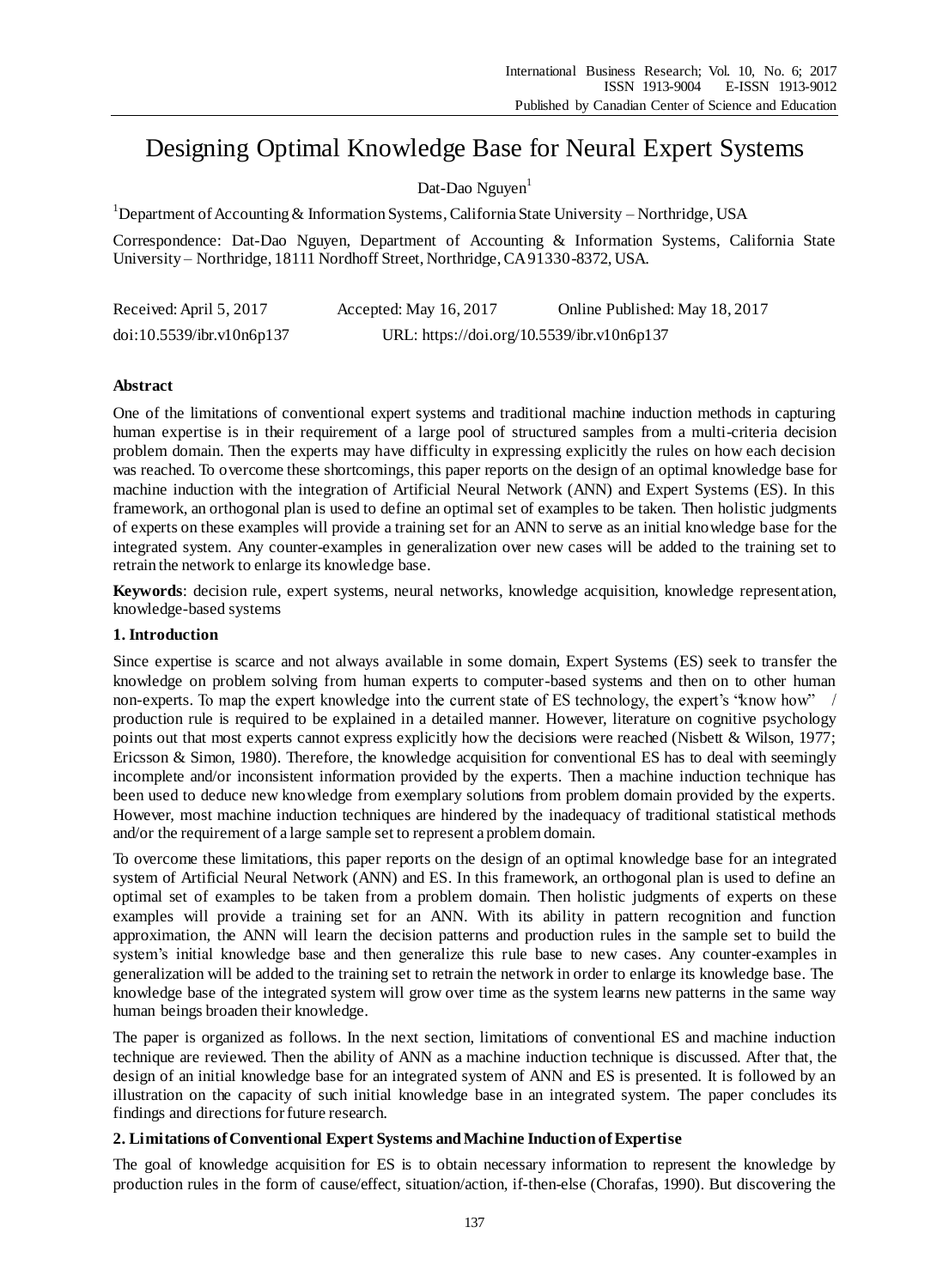# Designing Optimal Knowledge Base for Neural Expert Systems

Dat-Dao Nguyen[1]

[1]Department of Accounting & Information Systems, California State University – Northridge, USA

Correspondence: Dat-Dao Nguyen, Department of Accounting & Information Systems, California State University – Northridge, 18111 Nordhoff Street, Northridge, CA 91330-8372, USA.

Received: April 5, 2017    Accepted: May 16, 2017    Online Published: May 18, 2017

doi:10.5539/ibr.v10n6p137    URL: https://doi.org/10.5539/ibr.v10n6p137

## Abstract

One of the limitations of conventional expert systems and traditional machine induction methods in capturing human expertise is in their requirement of a large pool of structured samples from a multi-criteria decision problem domain. Then the experts may have difficulty in expressing explicitly the rules on how each decision was reached. To overcome these shortcomings, this paper reports on the design of an optimal knowledge base for machine induction with the integration of Artificial Neural Network (ANN) and Expert Systems (ES). In this framework, an orthogonal plan is used to define an optimal set of examples to be taken. Then holistic judgments of experts on these examples will provide a training set for an ANN to serve as an initial knowledge base for the integrated system. Any counter-examples in generalization over new cases will be added to the training set to retrain the network to enlarge its knowledge base.

**Keywords**: decision rule, expert systems, neural networks, knowledge acquisition, knowledge representation, knowledge-based systems

## 1. Introduction

Since expertise is scarce and not always available in some domain, Expert Systems (ES) seek to transfer the knowledge on problem solving from human experts to computer-based systems and then on to other human non-experts. To map the expert knowledge into the current state of ES technology, the expert's "know how" / production rule is required to be explained in a detailed manner. However, literature on cognitive psychology points out that most experts cannot express explicitly how the decisions were reached (Nisbett & Wilson, 1977; Ericsson & Simon, 1980). Therefore, the knowledge acquisition for conventional ES has to deal with seemingly incomplete and/or inconsistent information provided by the experts. Then a machine induction technique has been used to deduce new knowledge from exemplary solutions from problem domain provided by the experts. However, most machine induction techniques are hindered by the inadequacy of traditional statistical methods and/or the requirement of a large sample set to represent a problem domain.

To overcome these limitations, this paper reports on the design of an optimal knowledge base for an integrated system of Artificial Neural Network (ANN) and ES. In this framework, an orthogonal plan is used to define an optimal set of examples to be taken from a problem domain. Then holistic judgments of experts on these examples will provide a training set for an ANN. With its ability in pattern recognition and function approximation, the ANN will learn the decision patterns and production rules in the sample set to build the system's initial knowledge base and then generalize this rule base to new cases. Any counter-examples in generalization will be added to the training set to retrain the network in order to enlarge its knowledge base. The knowledge base of the integrated system will grow over time as the system learns new patterns in the same way human beings broaden their knowledge.

The paper is organized as follows. In the next section, limitations of conventional ES and machine induction technique are reviewed. Then the ability of ANN as a machine induction technique is discussed. After that, the design of an initial knowledge base for an integrated system of ANN and ES is presented. It is followed by an illustration on the capacity of such initial knowledge base in an integrated system. The paper concludes its findings and directions for future research.

## 2. Limitations of Conventional Expert Systems and Machine Induction of Expertise

The goal of knowledge acquisition for ES is to obtain necessary information to represent the knowledge by production rules in the form of cause/effect, situation/action, if-then-else (Chorafas, 1990). But discovering the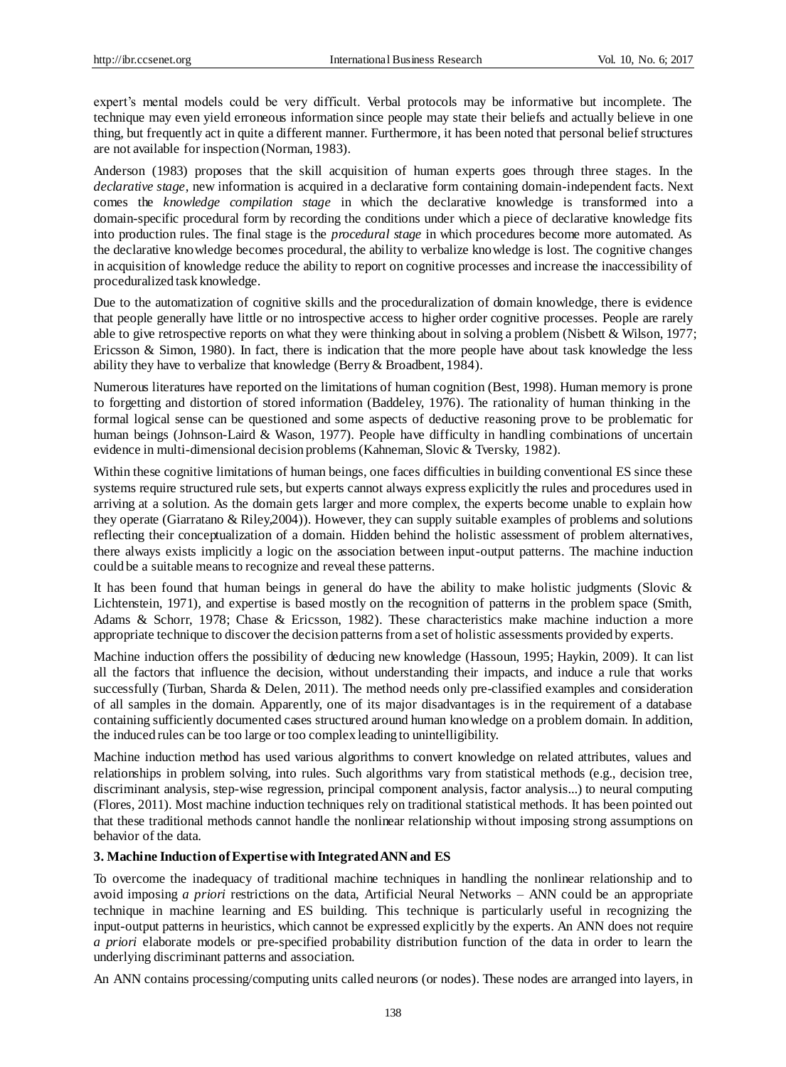expert's mental models could be very difficult. Verbal protocols may be informative but incomplete. The technique may even yield erroneous information since people may state their beliefs and actually believe in one thing, but frequently act in quite a different manner. Furthermore, it has been noted that personal belief structures are not available for inspection (Norman, 1983).

Anderson (1983) proposes that the skill acquisition of human experts goes through three stages. In the *declarative stage*, new information is acquired in a declarative form containing domain-independent facts. Next comes the *knowledge compilation stage* in which the declarative knowledge is transformed into a domain-specific procedural form by recording the conditions under which a piece of declarative knowledge fits into production rules. The final stage is the *procedural stage* in which procedures become more automated. As the declarative knowledge becomes procedural, the ability to verbalize knowledge is lost. The cognitive changes in acquisition of knowledge reduce the ability to report on cognitive processes and increase the inaccessibility of proceduralized task knowledge.

Due to the automatization of cognitive skills and the proceduralization of domain knowledge, there is evidence that people generally have little or no introspective access to higher order cognitive processes. People are rarely able to give retrospective reports on what they were thinking about in solving a problem (Nisbett & Wilson, 1977; Ericsson & Simon, 1980). In fact, there is indication that the more people have about task knowledge the less ability they have to verbalize that knowledge (Berry & Broadbent, 1984).

Numerous literatures have reported on the limitations of human cognition (Best, 1998). Human memory is prone to forgetting and distortion of stored information (Baddeley, 1976). The rationality of human thinking in the formal logical sense can be questioned and some aspects of deductive reasoning prove to be problematic for human beings (Johnson-Laird & Wason, 1977). People have difficulty in handling combinations of uncertain evidence in multi-dimensional decision problems (Kahneman, Slovic & Tversky, 1982).

Within these cognitive limitations of human beings, one faces difficulties in building conventional ES since these systems require structured rule sets, but experts cannot always express explicitly the rules and procedures used in arriving at a solution. As the domain gets larger and more complex, the experts become unable to explain how they operate (Giarratano & Riley,2004)). However, they can supply suitable examples of problems and solutions reflecting their conceptualization of a domain. Hidden behind the holistic assessment of problem alternatives, there always exists implicitly a logic on the association between input-output patterns. The machine induction could be a suitable means to recognize and reveal these patterns.

It has been found that human beings in general do have the ability to make holistic judgments (Slovic & Lichtenstein, 1971), and expertise is based mostly on the recognition of patterns in the problem space (Smith, Adams & Schorr, 1978; Chase & Ericsson, 1982). These characteristics make machine induction a more appropriate technique to discover the decision patterns from a set of holistic assessments provided by experts.

Machine induction offers the possibility of deducing new knowledge (Hassoun, 1995; Haykin, 2009). It can list all the factors that influence the decision, without understanding their impacts, and induce a rule that works successfully (Turban, Sharda & Delen, 2011). The method needs only pre-classified examples and consideration of all samples in the domain. Apparently, one of its major disadvantages is in the requirement of a database containing sufficiently documented cases structured around human knowledge on a problem domain. In addition, the induced rules can be too large or too complex leading to unintelligibility.

Machine induction method has used various algorithms to convert knowledge on related attributes, values and relationships in problem solving, into rules. Such algorithms vary from statistical methods (e.g., decision tree, discriminant analysis, step-wise regression, principal component analysis, factor analysis...) to neural computing (Flores, 2011). Most machine induction techniques rely on traditional statistical methods. It has been pointed out that these traditional methods cannot handle the nonlinear relationship without imposing strong assumptions on behavior of the data.

## 3. Machine Induction of Expertise with Integrated ANN and ES

To overcome the inadequacy of traditional machine techniques in handling the nonlinear relationship and to avoid imposing *a priori* restrictions on the data, Artificial Neural Networks – ANN could be an appropriate technique in machine learning and ES building. This technique is particularly useful in recognizing the input-output patterns in heuristics, which cannot be expressed explicitly by the experts. An ANN does not require *a priori* elaborate models or pre-specified probability distribution function of the data in order to learn the underlying discriminant patterns and association.

An ANN contains processing/computing units called neurons (or nodes). These nodes are arranged into layers, in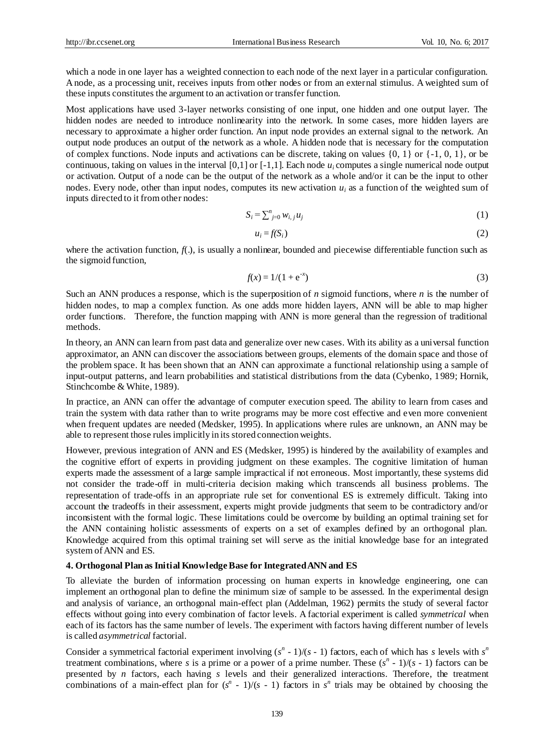which a node in one layer has a weighted connection to each node of the next layer in a particular configuration. A node, as a processing unit, receives inputs from other nodes or from an external stimulus. A weighted sum of these inputs constitutes the argument to an activation or transfer function.

Most applications have used 3-layer networks consisting of one input, one hidden and one output layer. The hidden nodes are needed to introduce nonlinearity into the network. In some cases, more hidden layers are necessary to approximate a higher order function. An input node provides an external signal to the network. An output node produces an output of the network as a whole. A hidden node that is necessary for the computation of complex functions. Node inputs and activations can be discrete, taking on values {0, 1} or {-1, 0, 1}, or be continuous, taking on values in the interval [0,1] or [-1,1]. Each node $u_i$ computes a single numerical node output or activation. Output of a node can be the output of the network as a whole and/or it can be the input to other nodes. Every node, other than input nodes, computes its new activation $u_i$ as a function of the weighted sum of inputs directed to it from other nodes:

$$S_i = \sum_{j=0}^{n} w_{i,j} u_j \tag{1}$$

$$u_i = f(S_i) \tag{2}$$

where the activation function, $f(.)$, is usually a nonlinear, bounded and piecewise differentiable function such as the sigmoid function,

$$f(x) = 1/(1 + e^{-x}) \tag{3}$$

Such an ANN produces a response, which is the superposition of $n$ sigmoid functions, where $n$ is the number of hidden nodes, to map a complex function. As one adds more hidden layers, ANN will be able to map higher order functions. Therefore, the function mapping with ANN is more general than the regression of traditional methods.

In theory, an ANN can learn from past data and generalize over new cases. With its ability as a universal function approximator, an ANN can discover the associations between groups, elements of the domain space and those of the problem space. It has been shown that an ANN can approximate a functional relationship using a sample of input-output patterns, and learn probabilities and statistical distributions from the data (Cybenko, 1989; Hornik, Stinchcombe & White, 1989).

In practice, an ANN can offer the advantage of computer execution speed. The ability to learn from cases and train the system with data rather than to write programs may be more cost effective and even more convenient when frequent updates are needed (Medsker, 1995). In applications where rules are unknown, an ANN may be able to represent those rules implicitly in its stored connection weights.

However, previous integration of ANN and ES (Medsker, 1995) is hindered by the availability of examples and the cognitive effort of experts in providing judgment on these examples. The cognitive limitation of human experts made the assessment of a large sample impractical if not erroneous. Most importantly, these systems did not consider the trade-off in multi-criteria decision making which transcends all business problems. The representation of trade-offs in an appropriate rule set for conventional ES is extremely difficult. Taking into account the tradeoffs in their assessment, experts might provide judgments that seem to be contradictory and/or inconsistent with the formal logic. These limitations could be overcome by building an optimal training set for the ANN containing holistic assessments of experts on a set of examples defined by an orthogonal plan. Knowledge acquired from this optimal training set will serve as the initial knowledge base for an integrated system of ANN and ES.

## 4. Orthogonal Plan as Initial Knowledge Base for Integrated ANN and ES

To alleviate the burden of information processing on human experts in knowledge engineering, one can implement an orthogonal plan to define the minimum size of sample to be assessed. In the experimental design and analysis of variance, an orthogonal main-effect plan (Addelman, 1962) permits the study of several factor effects without going into every combination of factor levels. A factorial experiment is called *symmetrical* when each of its factors has the same number of levels. The experiment with factors having different number of levels is called *asymmetrical* factorial.

Consider a symmetrical factorial experiment involving $(s^n - 1)/(s - 1)$ factors, each of which has $s$ levels with $s^n$ treatment combinations, where $s$ is a prime or a power of a prime number. These $(s^n - 1)/(s - 1)$ factors can be presented by $n$ factors, each having $s$ levels and their generalized interactions. Therefore, the treatment combinations of a main-effect plan for $(s^n - 1)/(s - 1)$ factors in $s^n$ trials may be obtained by choosing the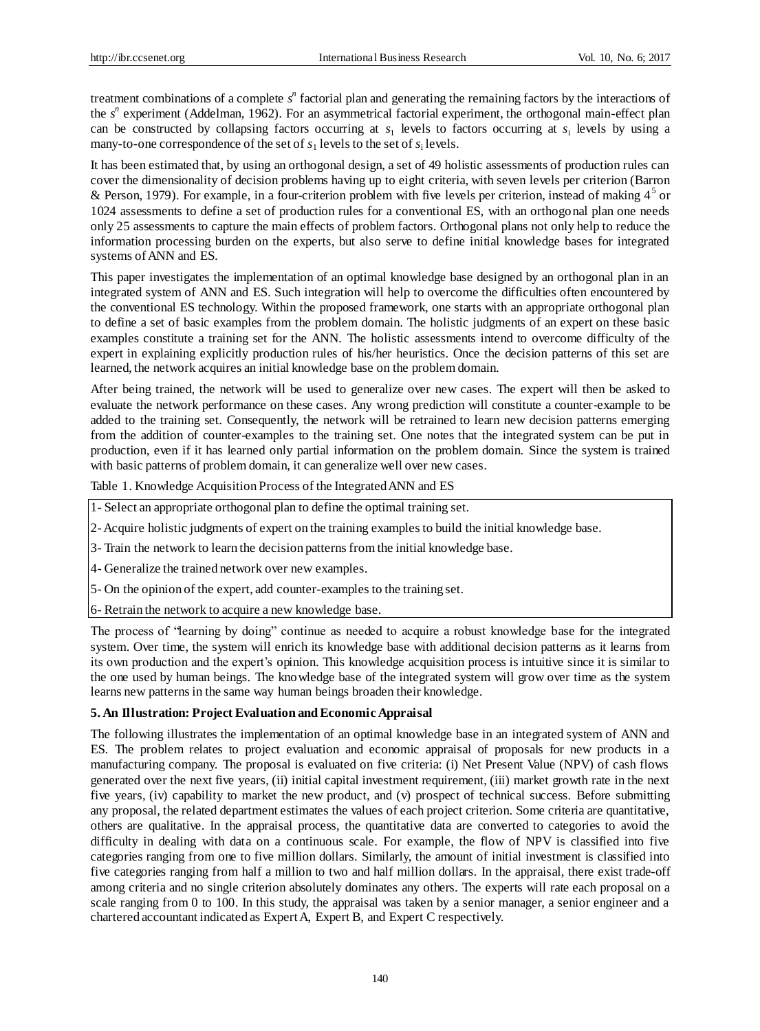treatment combinations of a complete $s^n$ factorial plan and generating the remaining factors by the interactions of the $s^n$ experiment (Addelman, 1962). For an asymmetrical factorial experiment, the orthogonal main-effect plan can be constructed by collapsing factors occurring at $s_1$ levels to factors occurring at $s_i$ levels by using a many-to-one correspondence of the set of $s_1$ levels to the set of $s_i$ levels.

It has been estimated that, by using an orthogonal design, a set of 49 holistic assessments of production rules can cover the dimensionality of decision problems having up to eight criteria, with seven levels per criterion (Barron & Person, 1979). For example, in a four-criterion problem with five levels per criterion, instead of making $4^5$ or 1024 assessments to define a set of production rules for a conventional ES, with an orthogonal plan one needs only 25 assessments to capture the main effects of problem factors. Orthogonal plans not only help to reduce the information processing burden on the experts, but also serve to define initial knowledge bases for integrated systems of ANN and ES.

This paper investigates the implementation of an optimal knowledge base designed by an orthogonal plan in an integrated system of ANN and ES. Such integration will help to overcome the difficulties often encountered by the conventional ES technology. Within the proposed framework, one starts with an appropriate orthogonal plan to define a set of basic examples from the problem domain. The holistic judgments of an expert on these basic examples constitute a training set for the ANN. The holistic assessments intend to overcome difficulty of the expert in explaining explicitly production rules of his/her heuristics. Once the decision patterns of this set are learned, the network acquires an initial knowledge base on the problem domain.

After being trained, the network will be used to generalize over new cases. The expert will then be asked to evaluate the network performance on these cases. Any wrong prediction will constitute a counter-example to be added to the training set. Consequently, the network will be retrained to learn new decision patterns emerging from the addition of counter-examples to the training set. One notes that the integrated system can be put in production, even if it has learned only partial information on the problem domain. Since the system is trained with basic patterns of problem domain, it can generalize well over new cases.

Table 1. Knowledge Acquisition Process of the Integrated ANN and ES

| |
|---|
| 1- Select an appropriate orthogonal plan to define the optimal training set. |
| 2- Acquire holistic judgments of expert on the training examples to build the initial knowledge base. |
| 3- Train the network to learn the decision patterns from the initial knowledge base. |
| 4- Generalize the trained network over new examples. |
| 5- On the opinion of the expert, add counter-examples to the training set. |
| 6- Retrain the network to acquire a new knowledge base. |

The process of "learning by doing" continue as needed to acquire a robust knowledge base for the integrated system. Over time, the system will enrich its knowledge base with additional decision patterns as it learns from its own production and the expert's opinion. This knowledge acquisition process is intuitive since it is similar to the one used by human beings. The knowledge base of the integrated system will grow over time as the system learns new patterns in the same way human beings broaden their knowledge.

## 5. An Illustration: Project Evaluation and Economic Appraisal

The following illustrates the implementation of an optimal knowledge base in an integrated system of ANN and ES. The problem relates to project evaluation and economic appraisal of proposals for new products in a manufacturing company. The proposal is evaluated on five criteria: (i) Net Present Value (NPV) of cash flows generated over the next five years, (ii) initial capital investment requirement, (iii) market growth rate in the next five years, (iv) capability to market the new product, and (v) prospect of technical success. Before submitting any proposal, the related department estimates the values of each project criterion. Some criteria are quantitative, others are qualitative. In the appraisal process, the quantitative data are converted to categories to avoid the difficulty in dealing with data on a continuous scale. For example, the flow of NPV is classified into five categories ranging from one to five million dollars. Similarly, the amount of initial investment is classified into five categories ranging from half a million to two and half million dollars. In the appraisal, there exist trade-off among criteria and no single criterion absolutely dominates any others. The experts will rate each proposal on a scale ranging from 0 to 100. In this study, the appraisal was taken by a senior manager, a senior engineer and a chartered accountant indicated as Expert A, Expert B, and Expert C respectively.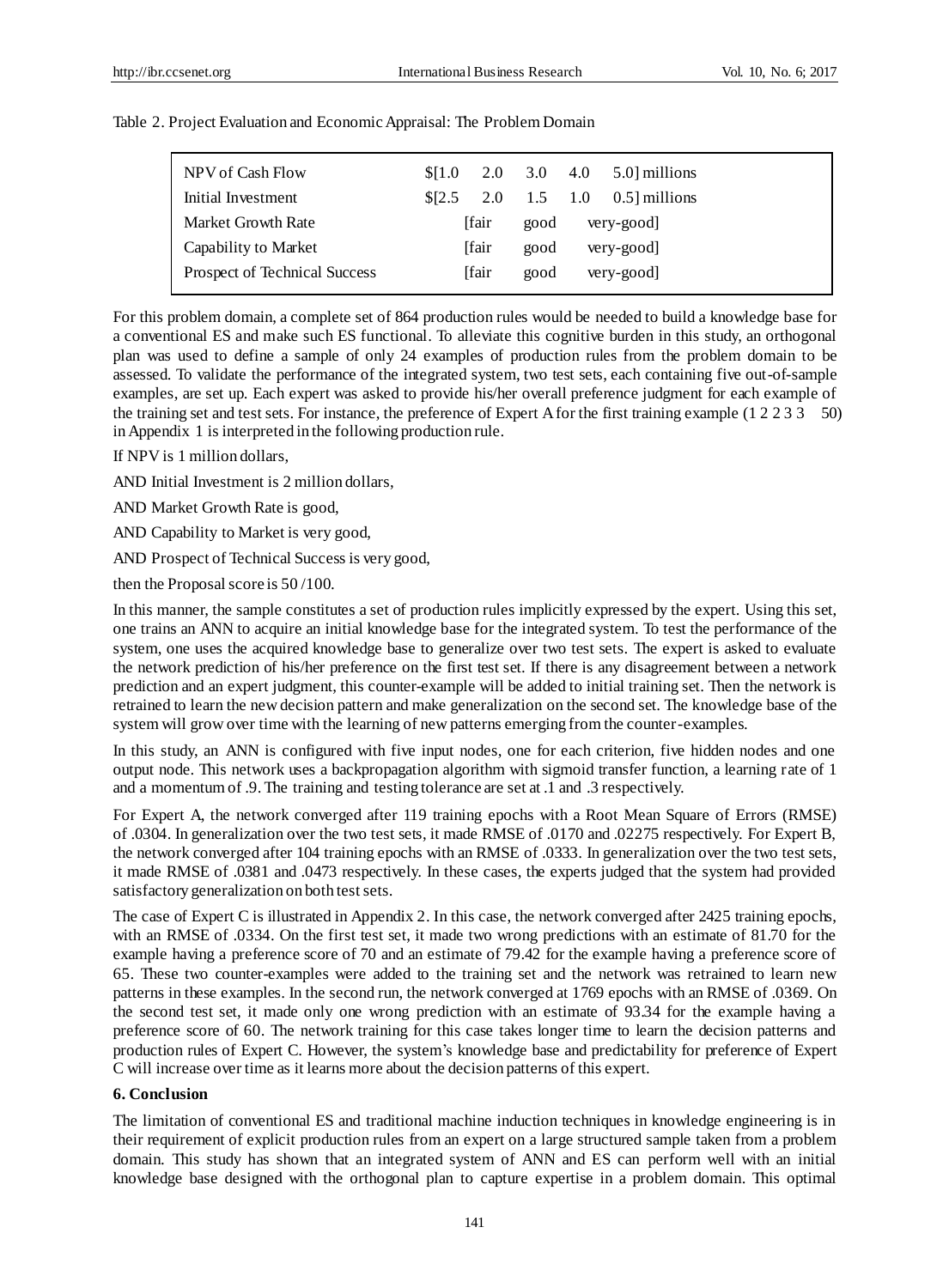Table 2. Project Evaluation and Economic Appraisal: The Problem Domain

| | |
|---|---|
| NPV of Cash Flow | $[1.0 2.0 3.0 4.0 5.0] millions |
| Initial Investment | $[2.5 2.0 1.5 1.0 0.5] millions |
| Market Growth Rate | [fair good very-good] |
| Capability to Market | [fair good very-good] |
| Prospect of Technical Success | [fair good very-good] |

For this problem domain, a complete set of 864 production rules would be needed to build a knowledge base for a conventional ES and make such ES functional. To alleviate this cognitive burden in this study, an orthogonal plan was used to define a sample of only 24 examples of production rules from the problem domain to be assessed. To validate the performance of the integrated system, two test sets, each containing five out-of-sample examples, are set up. Each expert was asked to provide his/her overall preference judgment for each example of the training set and test sets. For instance, the preference of Expert A for the first training example (1 2 2 3 3 50) in Appendix 1 is interpreted in the following production rule.

If NPV is 1 million dollars,

AND Initial Investment is 2 million dollars,

AND Market Growth Rate is good,

AND Capability to Market is very good,

AND Prospect of Technical Success is very good,

then the Proposal score is 50 /100.

In this manner, the sample constitutes a set of production rules implicitly expressed by the expert. Using this set, one trains an ANN to acquire an initial knowledge base for the integrated system. To test the performance of the system, one uses the acquired knowledge base to generalize over two test sets. The expert is asked to evaluate the network prediction of his/her preference on the first test set. If there is any disagreement between a network prediction and an expert judgment, this counter-example will be added to initial training set. Then the network is retrained to learn the new decision pattern and make generalization on the second set. The knowledge base of the system will grow over time with the learning of new patterns emerging from the counter-examples.

In this study, an ANN is configured with five input nodes, one for each criterion, five hidden nodes and one output node. This network uses a backpropagation algorithm with sigmoid transfer function, a learning rate of 1 and a momentum of .9. The training and testing tolerance are set at .1 and .3 respectively.

For Expert A, the network converged after 119 training epochs with a Root Mean Square of Errors (RMSE) of .0304. In generalization over the two test sets, it made RMSE of .0170 and .02275 respectively. For Expert B, the network converged after 104 training epochs with an RMSE of .0333. In generalization over the two test sets, it made RMSE of .0381 and .0473 respectively. In these cases, the experts judged that the system had provided satisfactory generalization on both test sets.

The case of Expert C is illustrated in Appendix 2. In this case, the network converged after 2425 training epochs, with an RMSE of .0334. On the first test set, it made two wrong predictions with an estimate of 81.70 for the example having a preference score of 70 and an estimate of 79.42 for the example having a preference score of 65. These two counter-examples were added to the training set and the network was retrained to learn new patterns in these examples. In the second run, the network converged at 1769 epochs with an RMSE of .0369. On the second test set, it made only one wrong prediction with an estimate of 93.34 for the example having a preference score of 60. The network training for this case takes longer time to learn the decision patterns and production rules of Expert C. However, the system's knowledge base and predictability for preference of Expert C will increase over time as it learns more about the decision patterns of this expert.

## 6. Conclusion

The limitation of conventional ES and traditional machine induction techniques in knowledge engineering is in their requirement of explicit production rules from an expert on a large structured sample taken from a problem domain. This study has shown that an integrated system of ANN and ES can perform well with an initial knowledge base designed with the orthogonal plan to capture expertise in a problem domain. This optimal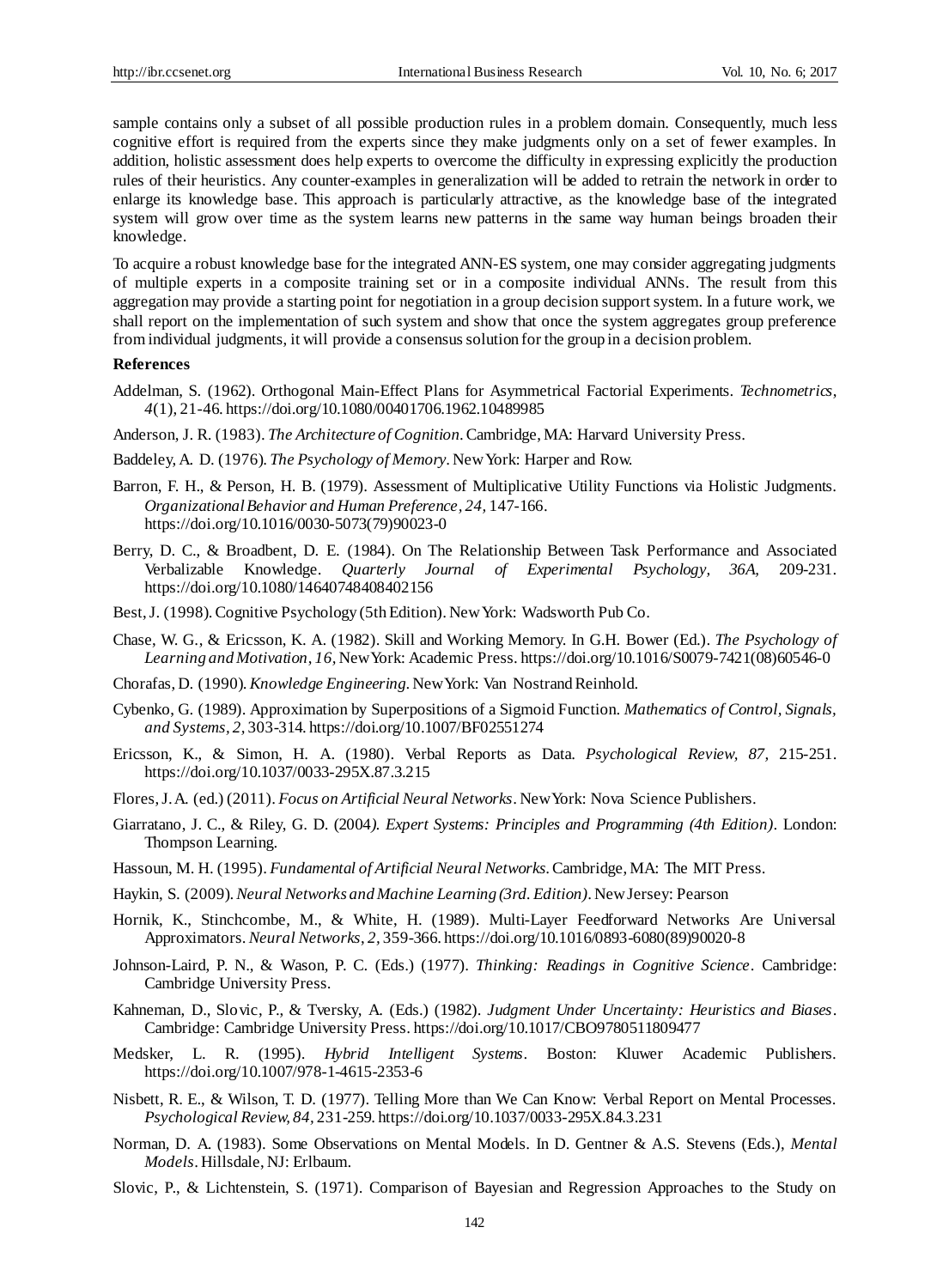sample contains only a subset of all possible production rules in a problem domain. Consequently, much less cognitive effort is required from the experts since they make judgments only on a set of fewer examples. In addition, holistic assessment does help experts to overcome the difficulty in expressing explicitly the production rules of their heuristics. Any counter-examples in generalization will be added to retrain the network in order to enlarge its knowledge base. This approach is particularly attractive, as the knowledge base of the integrated system will grow over time as the system learns new patterns in the same way human beings broaden their knowledge.

To acquire a robust knowledge base for the integrated ANN-ES system, one may consider aggregating judgments of multiple experts in a composite training set or in a composite individual ANNs. The result from this aggregation may provide a starting point for negotiation in a group decision support system. In a future work, we shall report on the implementation of such system and show that once the system aggregates group preference from individual judgments, it will provide a consensus solution for the group in a decision problem.

## References

Addelman, S. (1962). Orthogonal Main-Effect Plans for Asymmetrical Factorial Experiments. *Technometrics, 4*(1), 21-46. https://doi.org/10.1080/00401706.1962.10489985

Anderson, J. R. (1983). *The Architecture of Cognition*. Cambridge, MA: Harvard University Press.

Baddeley, A. D. (1976). *The Psychology of Memory*. New York: Harper and Row.

Barron, F. H., & Person, H. B. (1979). Assessment of Multiplicative Utility Functions via Holistic Judgments. *Organizational Behavior and Human Preference, 24,* 147-166. https://doi.org/10.1016/0030-5073(79)90023-0

Berry, D. C., & Broadbent, D. E. (1984). On The Relationship Between Task Performance and Associated Verbalizable Knowledge. *Quarterly Journal of Experimental Psychology, 36A,* 209-231. https://doi.org/10.1080/14640748408402156

Best, J. (1998). Cognitive Psychology (5th Edition). New York: Wadsworth Pub Co.

Chase, W. G., & Ericsson, K. A. (1982). Skill and Working Memory. In G.H. Bower (Ed.). *The Psychology of Learning and Motivation, 16*, New York: Academic Press. https://doi.org/10.1016/S0079-7421(08)60546-0

Chorafas, D. (1990). *Knowledge Engineering*. New York: Van Nostrand Reinhold.

Cybenko, G. (1989). Approximation by Superpositions of a Sigmoid Function. *Mathematics of Control, Signals, and Systems, 2,* 303-314. https://doi.org/10.1007/BF02551274

Ericsson, K., & Simon, H. A. (1980). Verbal Reports as Data. *Psychological Review, 87,* 215-251. https://doi.org/10.1037/0033-295X.87.3.215

Flores, J. A. (ed.) (2011). *Focus on Artificial Neural Networks*. New York: Nova Science Publishers.

Giarratano, J. C., & Riley, G. D. (2004). *Expert Systems: Principles and Programming (4th Edition)*. London: Thompson Learning.

Hassoun, M. H. (1995). *Fundamental of Artificial Neural Networks*. Cambridge, MA: The MIT Press.

Haykin, S. (2009). *Neural Networks and Machine Learning (3rd. Edition)*. New Jersey: Pearson

Hornik, K., Stinchcombe, M., & White, H. (1989). Multi-Layer Feedforward Networks Are Universal Approximators. *Neural Networks, 2,* 359-366. https://doi.org/10.1016/0893-6080(89)90020-8

Johnson-Laird, P. N., & Wason, P. C. (Eds.) (1977). *Thinking: Readings in Cognitive Science*. Cambridge: Cambridge University Press.

Kahneman, D., Slovic, P., & Tversky, A. (Eds.) (1982). *Judgment Under Uncertainty: Heuristics and Biases*. Cambridge: Cambridge University Press. https://doi.org/10.1017/CBO9780511809477

Medsker, L. R. (1995). *Hybrid Intelligent Systems*. Boston: Kluwer Academic Publishers. https://doi.org/10.1007/978-1-4615-2353-6

Nisbett, R. E., & Wilson, T. D. (1977). Telling More than We Can Know: Verbal Report on Mental Processes. *Psychological Review, 84,* 231-259. https://doi.org/10.1037/0033-295X.84.3.231

Norman, D. A. (1983). Some Observations on Mental Models. In D. Gentner & A.S. Stevens (Eds.), *Mental Models*. Hillsdale, NJ: Erlbaum.

Slovic, P., & Lichtenstein, S. (1971). Comparison of Bayesian and Regression Approaches to the Study on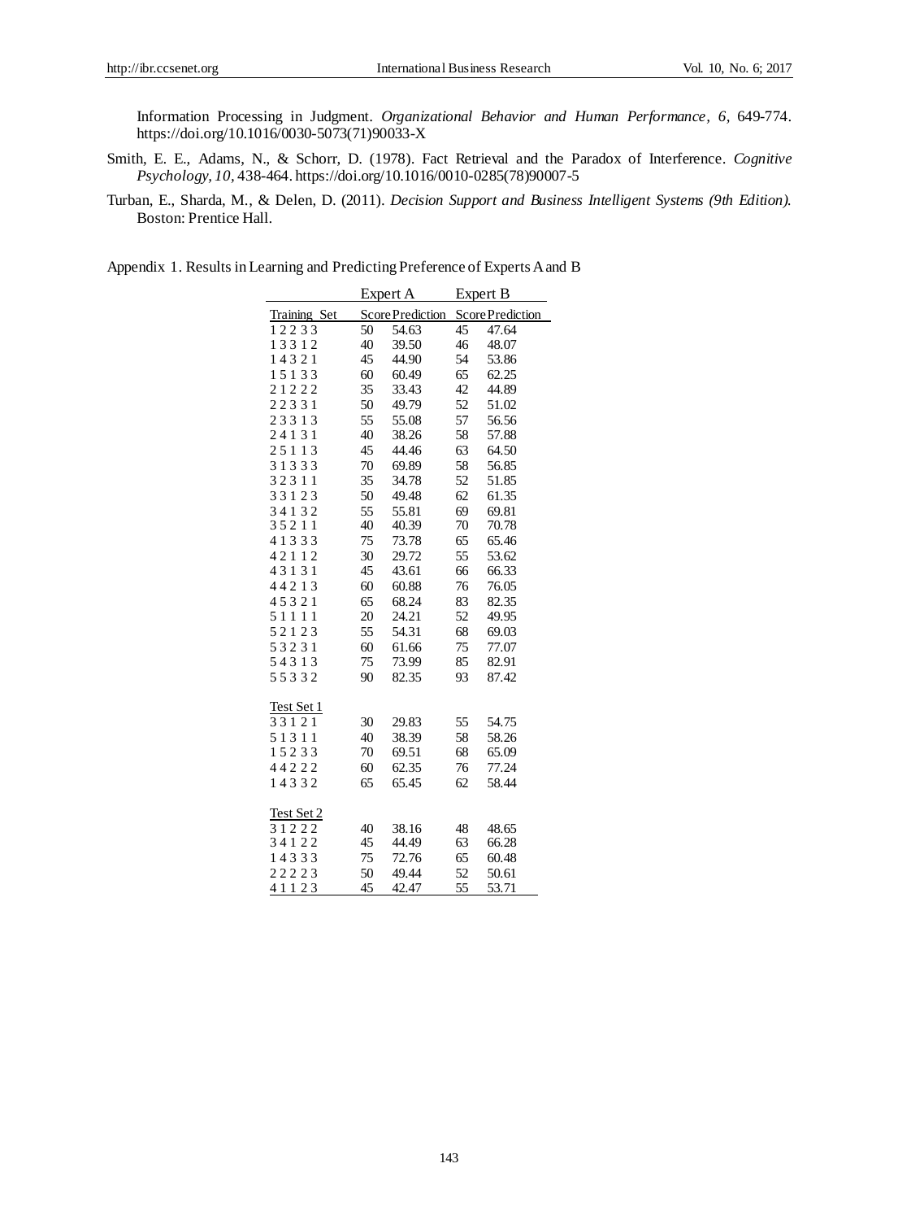Information Processing in Judgment. *Organizational Behavior and Human Performance*, *6*, 649-774. https://doi.org/10.1016/0030-5073(71)90033-X

Smith, E. E., Adams, N., & Schorr, D. (1978). Fact Retrieval and the Paradox of Interference. *Cognitive Psychology, 10*, 438-464. https://doi.org/10.1016/0010-0285(78)90007-5

Turban, E., Sharda, M., & Delen, D. (2011). *Decision Support and Business Intelligent Systems (9th Edition).* Boston: Prentice Hall.

Appendix 1. Results in Learning and Predicting Preference of Experts A and B

| | Expert A | | Expert B | |
|---|---|---|---|---|
| Training Set | Score | Prediction | Score | Prediction |
| 1 2 2 3 3 | 50 | 54.63 | 45 | 47.64 |
| 1 3 3 1 2 | 40 | 39.50 | 46 | 48.07 |
| 1 4 3 2 1 | 45 | 44.90 | 54 | 53.86 |
| 1 5 1 3 3 | 60 | 60.49 | 65 | 62.25 |
| 2 1 2 2 2 | 35 | 33.43 | 42 | 44.89 |
| 2 2 3 3 1 | 50 | 49.79 | 52 | 51.02 |
| 2 3 3 1 3 | 55 | 55.08 | 57 | 56.56 |
| 2 4 1 3 1 | 40 | 38.26 | 58 | 57.88 |
| 2 5 1 1 3 | 45 | 44.46 | 63 | 64.50 |
| 3 1 3 3 3 | 70 | 69.89 | 58 | 56.85 |
| 3 2 3 1 1 | 35 | 34.78 | 52 | 51.85 |
| 3 3 1 2 3 | 50 | 49.48 | 62 | 61.35 |
| 3 4 1 3 2 | 55 | 55.81 | 69 | 69.81 |
| 3 5 2 1 1 | 40 | 40.39 | 70 | 70.78 |
| 4 1 3 3 3 | 75 | 73.78 | 65 | 65.46 |
| 4 2 1 1 2 | 30 | 29.72 | 55 | 53.62 |
| 4 3 1 3 1 | 45 | 43.61 | 66 | 66.33 |
| 4 4 2 1 3 | 60 | 60.88 | 76 | 76.05 |
| 4 5 3 2 1 | 65 | 68.24 | 83 | 82.35 |
| 5 1 1 1 1 | 20 | 24.21 | 52 | 49.95 |
| 5 2 1 2 3 | 55 | 54.31 | 68 | 69.03 |
| 5 3 2 3 1 | 60 | 61.66 | 75 | 77.07 |
| 5 4 3 1 3 | 75 | 73.99 | 85 | 82.91 |
| 5 5 3 3 2 | 90 | 82.35 | 93 | 87.42 |
| Test Set 1 | | | | |
| 3 3 1 2 1 | 30 | 29.83 | 55 | 54.75 |
| 5 1 3 1 1 | 40 | 38.39 | 58 | 58.26 |
| 1 5 2 3 3 | 70 | 69.51 | 68 | 65.09 |
| 4 4 2 2 2 | 60 | 62.35 | 76 | 77.24 |
| 1 4 3 3 2 | 65 | 65.45 | 62 | 58.44 |
| Test Set 2 | | | | |
| 3 1 2 2 2 | 40 | 38.16 | 48 | 48.65 |
| 3 4 1 2 2 | 45 | 44.49 | 63 | 66.28 |
| 1 4 3 3 3 | 75 | 72.76 | 65 | 60.48 |
| 2 2 2 2 3 | 50 | 49.44 | 52 | 50.61 |
| 4 1 1 2 3 | 45 | 42.47 | 55 | 53.71 |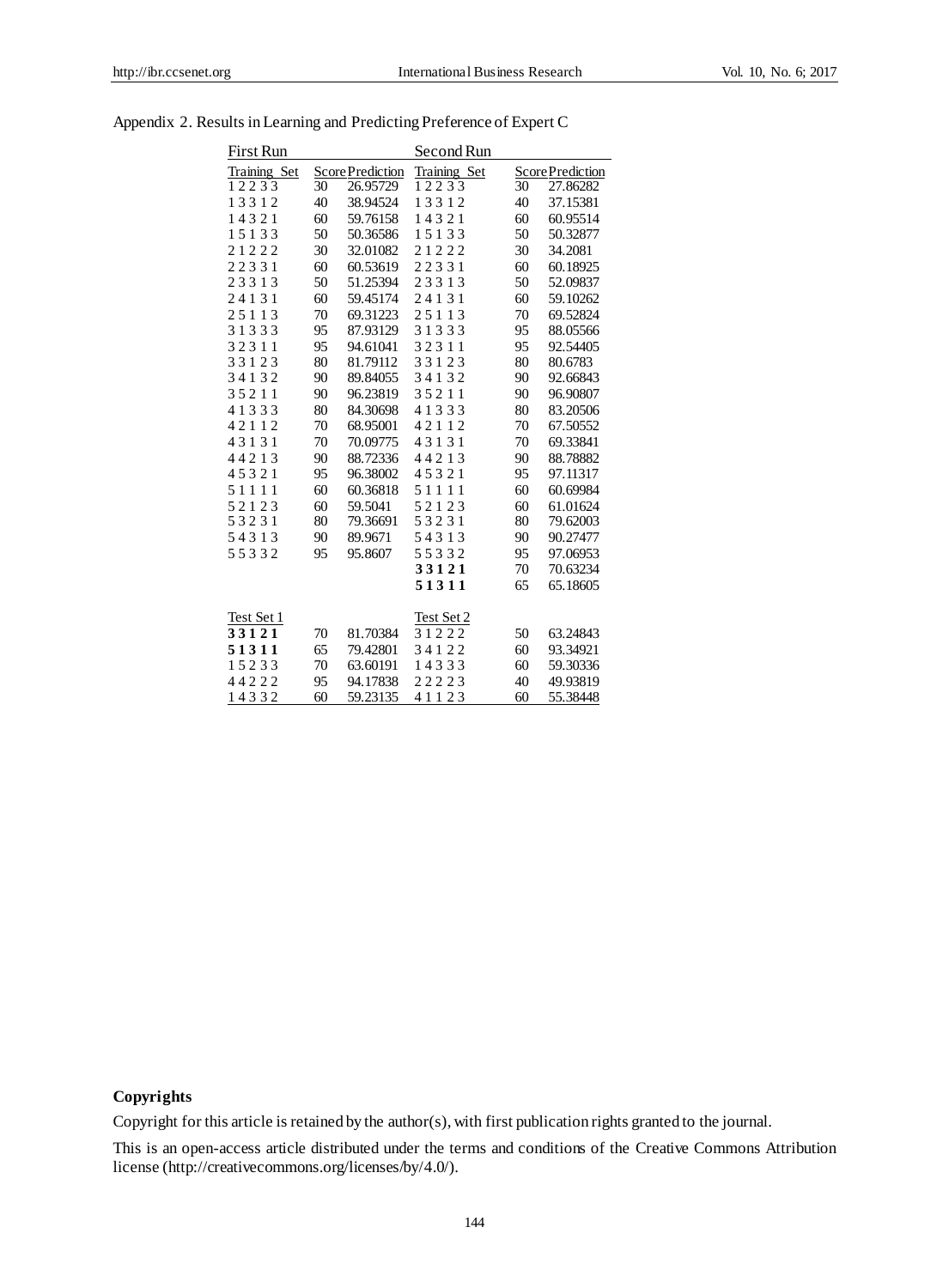Appendix 2. Results in Learning and Predicting Preference of Expert C

| First Run | | | Second Run | | |
|---|---|---|---|---|---|
| Training Set | Score | Prediction | Training Set | Score | Prediction |
| 1 2 2 3 3 | 30 | 26.95729 | 1 2 2 3 3 | 30 | 27.86282 |
| 1 3 3 1 2 | 40 | 38.94524 | 1 3 3 1 2 | 40 | 37.15381 |
| 1 4 3 2 1 | 60 | 59.76158 | 1 4 3 2 1 | 60 | 60.95514 |
| 1 5 1 3 3 | 50 | 50.36586 | 1 5 1 3 3 | 50 | 50.32877 |
| 2 1 2 2 2 | 30 | 32.01082 | 2 1 2 2 2 | 30 | 34.2081 |
| 2 2 3 3 1 | 60 | 60.53619 | 2 2 3 3 1 | 60 | 60.18925 |
| 2 3 3 1 3 | 50 | 51.25394 | 2 3 3 1 3 | 50 | 52.09837 |
| 2 4 1 3 1 | 60 | 59.45174 | 2 4 1 3 1 | 60 | 59.10262 |
| 2 5 1 1 3 | 70 | 69.31223 | 2 5 1 1 3 | 70 | 69.52824 |
| 3 1 3 3 3 | 95 | 87.93129 | 3 1 3 3 3 | 95 | 88.05566 |
| 3 2 3 1 1 | 95 | 94.61041 | 3 2 3 1 1 | 95 | 92.54405 |
| 3 3 1 2 3 | 80 | 81.79112 | 3 3 1 2 3 | 80 | 80.6783 |
| 3 4 1 3 2 | 90 | 89.84055 | 3 4 1 3 2 | 90 | 92.66843 |
| 3 5 2 1 1 | 90 | 96.23819 | 3 5 2 1 1 | 90 | 96.90807 |
| 4 1 3 3 3 | 80 | 84.30698 | 4 1 3 3 3 | 80 | 83.20506 |
| 4 2 1 1 2 | 70 | 68.95001 | 4 2 1 1 2 | 70 | 67.50552 |
| 4 3 1 3 1 | 70 | 70.09775 | 4 3 1 3 1 | 70 | 69.33841 |
| 4 4 2 1 3 | 90 | 88.72336 | 4 4 2 1 3 | 90 | 88.78882 |
| 4 5 3 2 1 | 95 | 96.38002 | 4 5 3 2 1 | 95 | 97.11317 |
| 5 1 1 1 1 | 60 | 60.36818 | 5 1 1 1 1 | 60 | 60.69984 |
| 5 2 1 2 3 | 60 | 59.5041 | 5 2 1 2 3 | 60 | 61.01624 |
| 5 3 2 3 1 | 80 | 79.36691 | 5 3 2 3 1 | 80 | 79.62003 |
| 5 4 3 1 3 | 90 | 89.9671 | 5 4 3 1 3 | 90 | 90.27477 |
| 5 5 3 3 2 | 95 | 95.8607 | 5 5 3 3 2 | 95 | 97.06953 |
| | | | **3 3 1 2 1** | 70 | 70.63234 |
| | | | **5 1 3 1 1** | 65 | 65.18605 |
| Test Set 1 | | | Test Set 2 | | |
| **3 3 1 2 1** | 70 | 81.70384 | 3 1 2 2 2 | 50 | 63.24843 |
| **5 1 3 1 1** | 65 | 79.42801 | 3 4 1 2 2 | 60 | 93.34921 |
| 1 5 2 3 3 | 70 | 63.60191 | 1 4 3 3 3 | 60 | 59.30336 |
| 4 4 2 2 2 | 95 | 94.17838 | 2 2 2 2 3 | 40 | 49.93819 |
| 1 4 3 3 2 | 60 | 59.23135 | 4 1 1 2 3 | 60 | 55.38448 |

## Copyrights

Copyright for this article is retained by the author(s), with first publication rights granted to the journal.

This is an open-access article distributed under the terms and conditions of the Creative Commons Attribution license (http://creativecommons.org/licenses/by/4.0/).